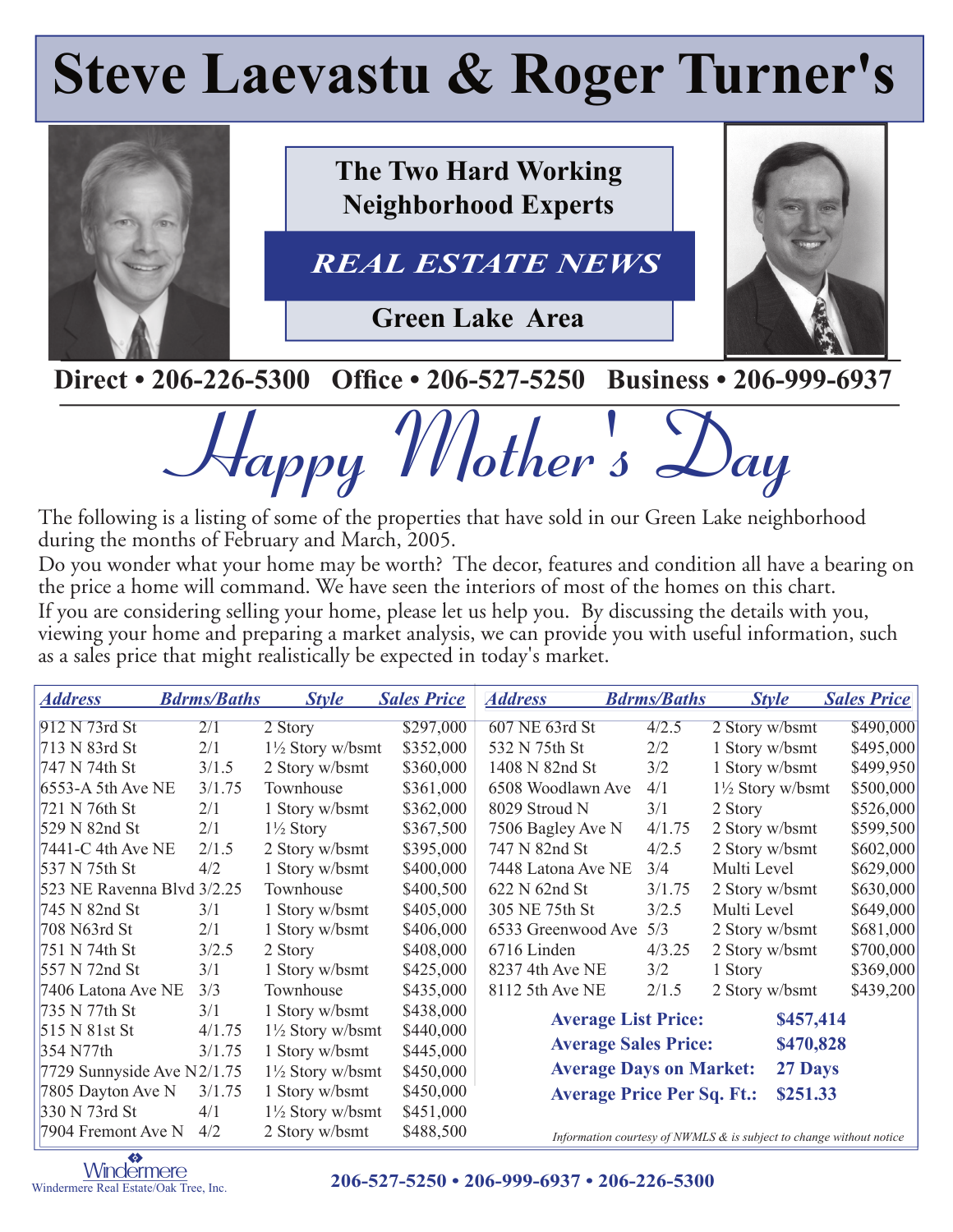# Steve Laevastu & Roger Turner's

**The Two Hard Working Neighborhood Experts**

***REAL ESTATE NEWS***

**Green Lake Area**

**Direct • 206-226-5300 Office • 206-527-5250 Business • 206-999-6937**

## *Happy Mother's Day*

The following is a listing of some of the properties that have sold in our Green Lake neighborhood during the months of February and March, 2005.

Do you wonder what your home may be worth? The decor, features and condition all have a bearing on the price a home will command. We have seen the interiors of most of the homes on this chart.

If you are considering selling your home, please let us help you. By discussing the details with you, viewing your home and preparing a market analysis, we can provide you with useful information, such as a sales price that might realistically be expected in today's market.

| Address | Bdrms/Baths | Style | Sales Price |
|---|---|---|---|
| 912 N 73rd St | 2/1 | 2 Story | $297,000 |
| 713 N 83rd St | 2/1 | 1½ Story w/bsmt | $352,000 |
| 747 N 74th St | 3/1.5 | 2 Story w/bsmt | $360,000 |
| 6553-A 5th Ave NE | 3/1.75 | Townhouse | $361,000 |
| 721 N 76th St | 2/1 | 1 Story w/bsmt | $362,000 |
| 529 N 82nd St | 2/1 | 1½ Story | $367,500 |
| 7441-C 4th Ave NE | 2/1.5 | 2 Story w/bsmt | $395,000 |
| 537 N 75th St | 4/2 | 1 Story w/bsmt | $400,000 |
| 523 NE Ravenna Blvd | 3/2.25 | Townhouse | $400,500 |
| 745 N 82nd St | 3/1 | 1 Story w/bsmt | $405,000 |
| 708 N63rd St | 2/1 | 1 Story w/bsmt | $406,000 |
| 751 N 74th St | 3/2.5 | 2 Story | $408,000 |
| 557 N 72nd St | 3/1 | 1 Story w/bsmt | $425,000 |
| 7406 Latona Ave NE | 3/3 | Townhouse | $435,000 |
| 735 N 77th St | 3/1 | 1 Story w/bsmt | $438,000 |
| 515 N 81st St | 4/1.75 | 1½ Story w/bsmt | $440,000 |
| 354 N77th | 3/1.75 | 1 Story w/bsmt | $445,000 |
| 7729 Sunnyside Ave N | 2/1.75 | 1½ Story w/bsmt | $450,000 |
| 7805 Dayton Ave N | 3/1.75 | 1 Story w/bsmt | $450,000 |
| 330 N 73rd St | 4/1 | 1½ Story w/bsmt | $451,000 |
| 7904 Fremont Ave N | 4/2 | 2 Story w/bsmt | $488,500 |
| 607 NE 63rd St | 4/2.5 | 2 Story w/bsmt | $490,000 |
| 532 N 75th St | 2/2 | 1 Story w/bsmt | $495,000 |
| 1408 N 82nd St | 3/2 | 1 Story w/bsmt | $499,950 |
| 6508 Woodlawn Ave | 4/1 | 1½ Story w/bsmt | $500,000 |
| 8029 Stroud N | 3/1 | 2 Story | $526,000 |
| 7506 Bagley Ave N | 4/1.75 | 2 Story w/bsmt | $599,500 |
| 747 N 82nd St | 4/2.5 | 2 Story w/bsmt | $602,000 |
| 7448 Latona Ave NE | 3/4 | Multi Level | $629,000 |
| 622 N 62nd St | 3/1.75 | 2 Story w/bsmt | $630,000 |
| 305 NE 75th St | 3/2.5 | Multi Level | $649,000 |
| 6533 Greenwood Ave | 5/3 | 2 Story w/bsmt | $681,000 |
| 6716 Linden | 4/3.25 | 2 Story w/bsmt | $700,000 |
| 8237 4th Ave NE | 3/2 | 1 Story | $369,000 |
| 8112 5th Ave NE | 2/1.5 | 2 Story w/bsmt | $439,200 |

**Average List Price:** **$457,414**
**Average Sales Price:** **$470,828**
**Average Days on Market:** **27 Days**
**Average Price Per Sq. Ft.:** **$251.33**

*Information courtesy of NWMLS & is subject to change without notice*

Windermere
Windermere Real Estate/Oak Tree, Inc.

**206-527-5250 • 206-999-6937 • 206-226-5300**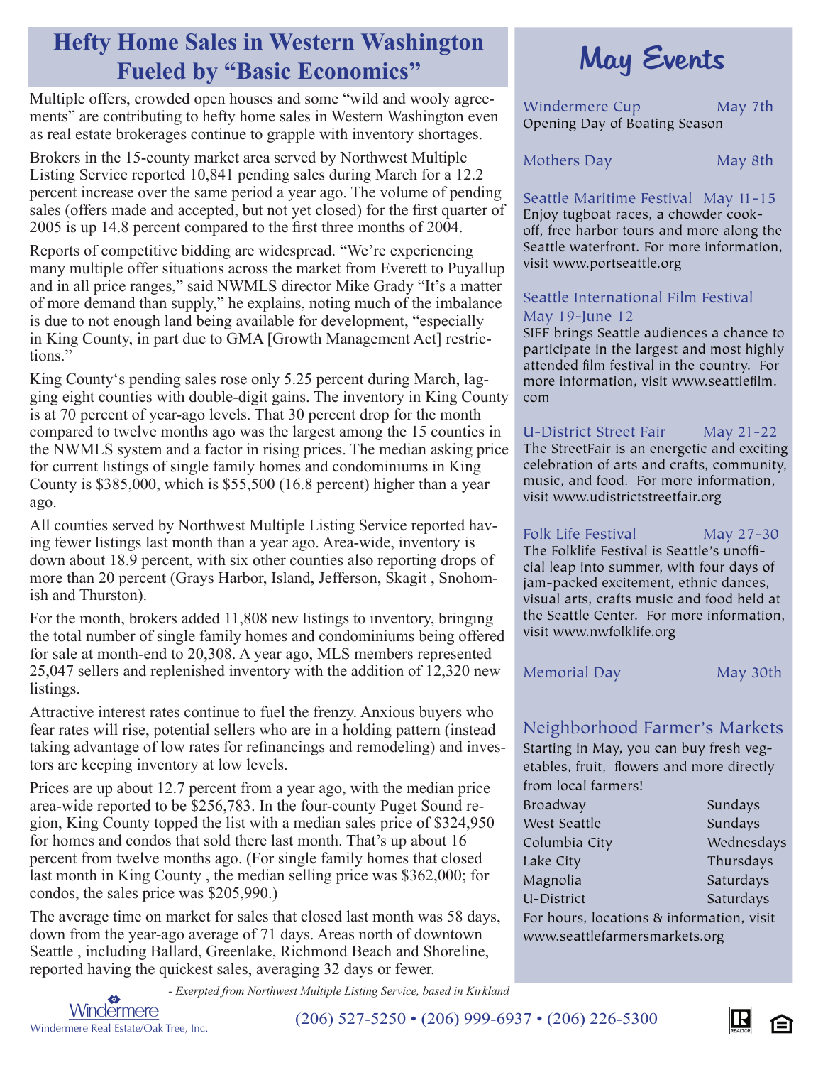# Hefty Home Sales in Western Washington Fueled by "Basic Economics"

Multiple offers, crowded open houses and some "wild and wooly agreements" are contributing to hefty home sales in Western Washington even as real estate brokerages continue to grapple with inventory shortages.

Brokers in the 15-county market area served by Northwest Multiple Listing Service reported 10,841 pending sales during March for a 12.2 percent increase over the same period a year ago. The volume of pending sales (offers made and accepted, but not yet closed) for the first quarter of 2005 is up 14.8 percent compared to the first three months of 2004.

Reports of competitive bidding are widespread. "We're experiencing many multiple offer situations across the market from Everett to Puyallup and in all price ranges," said NWMLS director Mike Grady "It's a matter of more demand than supply," he explains, noting much of the imbalance is due to not enough land being available for development, "especially in King County, in part due to GMA [Growth Management Act] restrictions."

King County's pending sales rose only 5.25 percent during March, lagging eight counties with double-digit gains. The inventory in King County is at 70 percent of year-ago levels. That 30 percent drop for the month compared to twelve months ago was the largest among the 15 counties in the NWMLS system and a factor in rising prices. The median asking price for current listings of single family homes and condominiums in King County is $385,000, which is $55,500 (16.8 percent) higher than a year ago.

All counties served by Northwest Multiple Listing Service reported having fewer listings last month than a year ago. Area-wide, inventory is down about 18.9 percent, with six other counties also reporting drops of more than 20 percent (Grays Harbor, Island, Jefferson, Skagit , Snohomish and Thurston).

For the month, brokers added 11,808 new listings to inventory, bringing the total number of single family homes and condominiums being offered for sale at month-end to 20,308. A year ago, MLS members represented 25,047 sellers and replenished inventory with the addition of 12,320 new listings.

Attractive interest rates continue to fuel the frenzy. Anxious buyers who fear rates will rise, potential sellers who are in a holding pattern (instead taking advantage of low rates for refinancings and remodeling) and investors are keeping inventory at low levels.

Prices are up about 12.7 percent from a year ago, with the median price area-wide reported to be $256,783. In the four-county Puget Sound region, King County topped the list with a median sales price of $324,950 for homes and condos that sold there last month. That's up about 16 percent from twelve months ago. (For single family homes that closed last month in King County , the median selling price was $362,000; for condos, the sales price was $205,990.)

The average time on market for sales that closed last month was 58 days, down from the year-ago average of 71 days. Areas north of downtown Seattle , including Ballard, Greenlake, Richmond Beach and Shoreline, reported having the quickest sales, averaging 32 days or fewer.

*- Exerpted from Northwest Multiple Listing Service, based in Kirkland*

# May Events

**Windermere Cup** — May 7th
Opening Day of Boating Season

**Mothers Day** — May 8th

**Seattle Maritime Festival** — May 11-15
Enjoy tugboat races, a chowder cook-off, free harbor tours and more along the Seattle waterfront. For more information, visit www.portseattle.org

**Seattle International Film Festival** — May 19-June 12
SIFF brings Seattle audiences a chance to participate in the largest and most highly attended film festival in the country. For more information, visit www.seattlefilm.com

**U-District Street Fair** — May 21-22
The StreetFair is an energetic and exciting celebration of arts and crafts, community, music, and food. For more information, visit www.udistrictstreetfair.org

**Folk Life Festival** — May 27-30
The Folklife Festival is Seattle's unofficial leap into summer, with four days of jam-packed excitement, ethnic dances, visual arts, crafts music and food held at the Seattle Center. For more information, visit www.nwfolklife.org

**Memorial Day** — May 30th

## Neighborhood Farmer's Markets

Starting in May, you can buy fresh vegetables, fruit, flowers and more directly from local farmers!

| | |
|---|---|
| Broadway | Sundays |
| West Seattle | Sundays |
| Columbia City | Wednesdays |
| Lake City | Thursdays |
| Magnolia | Saturdays |
| U-District | Saturdays |

For hours, locations & information, visit www.seattlefarmersmarkets.org

Windermere Real Estate/Oak Tree, Inc.

(206) 527-5250 • (206) 999-6937 • (206) 226-5300